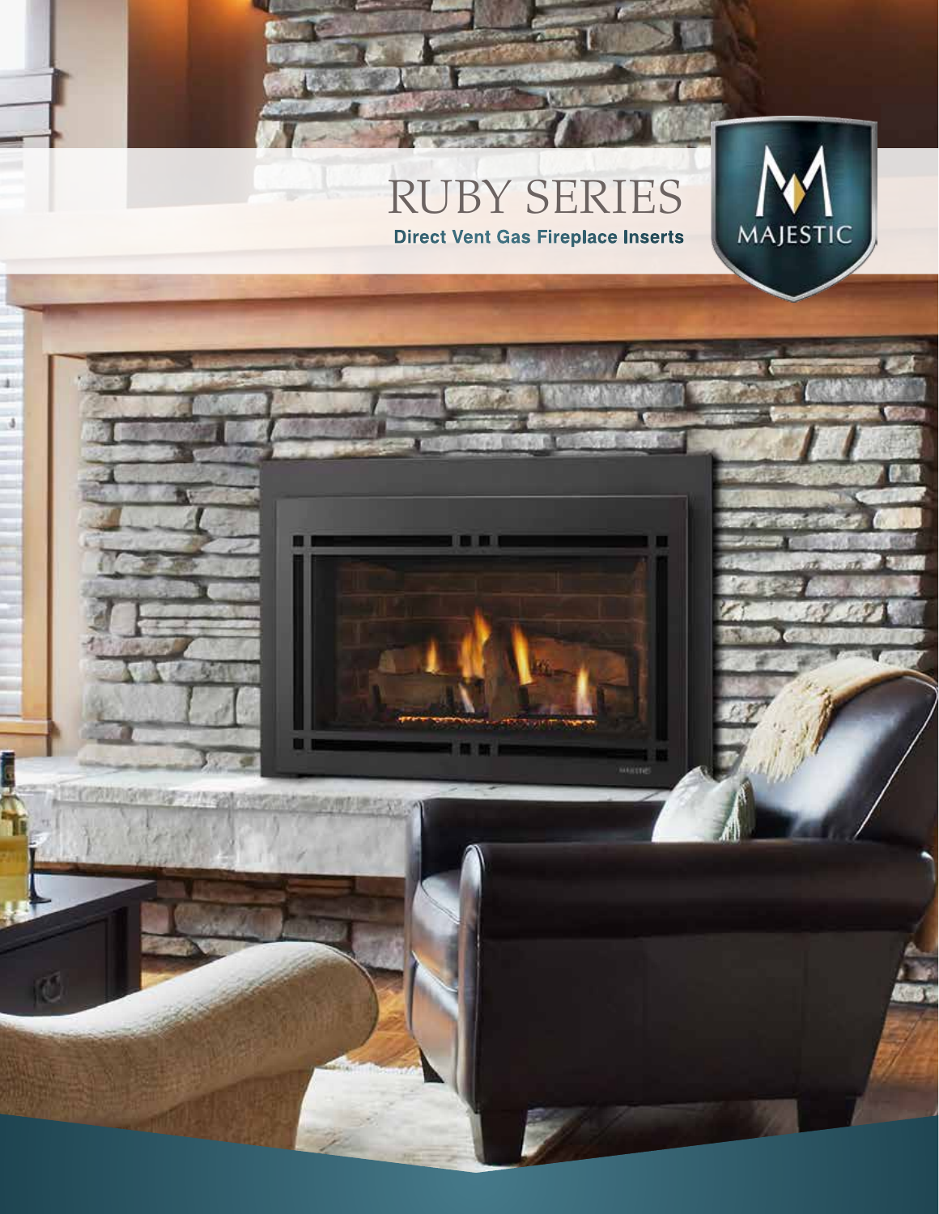# RUBY SERIES

**Direct Vent Gas Fireplace Inserts**

MAJESTIC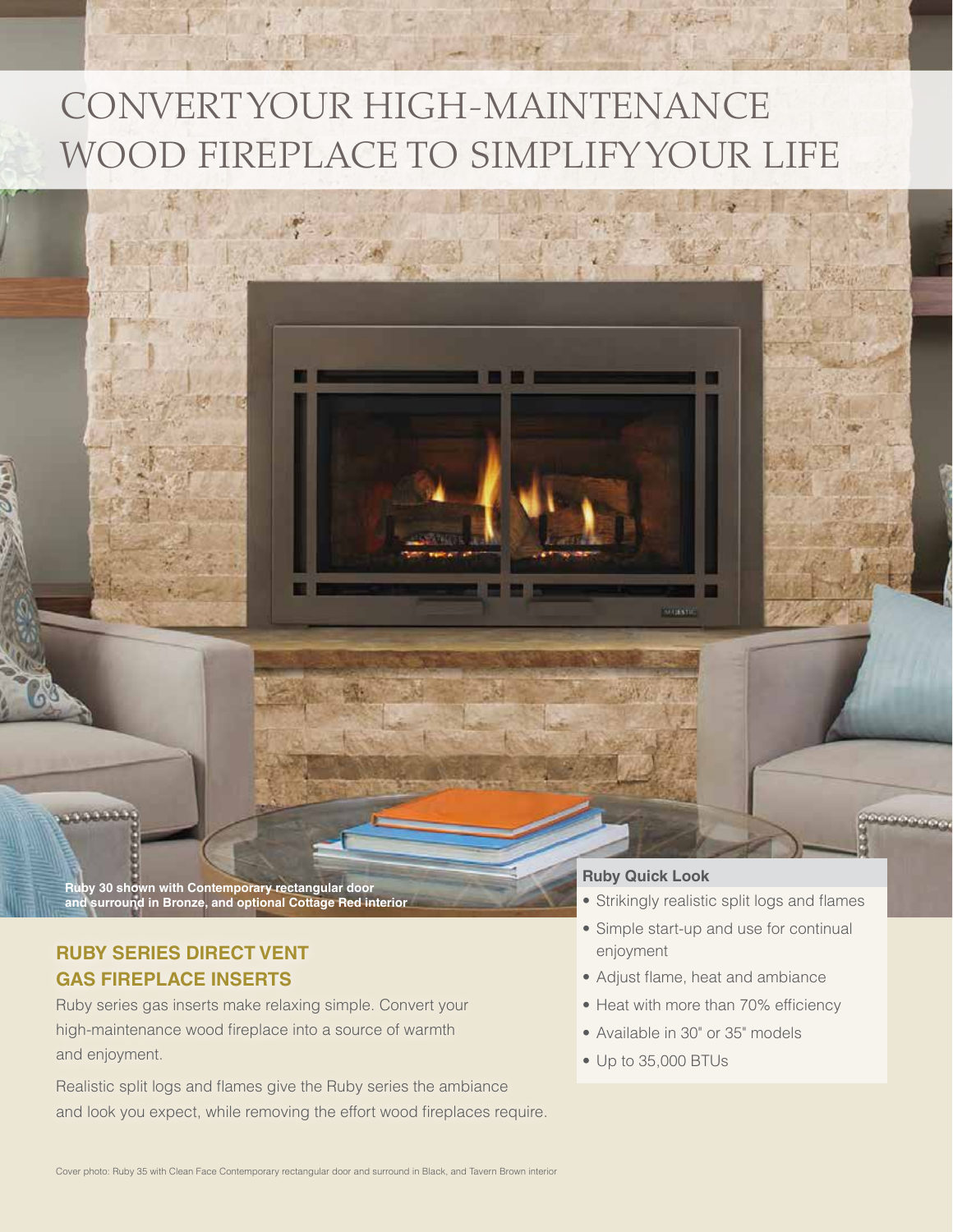# CONVERT YOUR HIGH-MAINTENANCE WOOD FIREPLACE TO SIMPLIFY YOUR LIFE

**Ruby 30 shown with Contemporary rectangular door and surround in Bronze, and optional Cottage Red interior**

## RUBY SERIES DIRECT VENT GAS FIREPLACE INSERTS

Ruby series gas inserts make relaxing simple. Convert your high-maintenance wood fireplace into a source of warmth and enjoyment.

Realistic split logs and flames give the Ruby series the ambiance and look you expect, while removing the effort wood fireplaces require.

### Ruby Quick Look

- Strikingly realistic split logs and flames
- Simple start-up and use for continual enjoyment
- Adjust flame, heat and ambiance
- Heat with more than 70% efficiency
- Available in 30" or 35" models
- Up to 35,000 BTUs

Cover photo: Ruby 35 with Clean Face Contemporary rectangular door and surround in Black, and Tavern Brown interior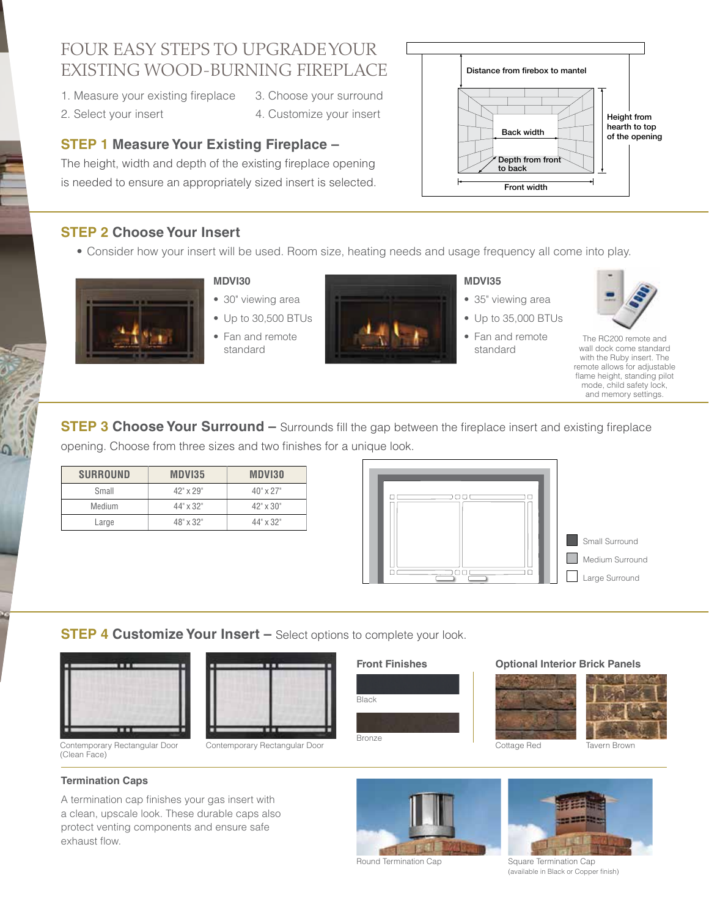# FOUR EASY STEPS TO UPGRADE YOUR EXISTING WOOD-BURNING FIREPLACE

1. Measure your existing fireplace
2. Select your insert
3. Choose your surround
4. Customize your insert

## STEP 1 Measure Your Existing Fireplace –

The height, width and depth of the existing fireplace opening is needed to ensure an appropriately sized insert is selected.

Distance from firebox to mantel

Back width

Depth from front to back

Height from hearth to top of the opening

Front width

## STEP 2 Choose Your Insert

- Consider how your insert will be used. Room size, heating needs and usage frequency all come into play.

**MDVI30**

- 30" viewing area
- Up to 30,500 BTUs
- Fan and remote standard

**MDVI35**

- 35" viewing area
- Up to 35,000 BTUs
- Fan and remote standard

The RC200 remote and wall dock come standard with the Ruby insert. The remote allows for adjustable flame height, standing pilot mode, child safety lock, and memory settings.

## STEP 3 Choose Your Surround – 

Surrounds fill the gap between the fireplace insert and existing fireplace opening. Choose from three sizes and two finishes for a unique look.

| SURROUND | MDVI35 | MDVI30 |
|---|---|---|
| Small | 42" x 29" | 40" x 27" |
| Medium | 44" x 32" | 42" x 30" |
| Large | 48" x 32" | 44" x 32" |

Small Surround

Medium Surround

Large Surround

## STEP 4 Customize Your Insert – 

Select options to complete your look.

Contemporary Rectangular Door (Clean Face)

Contemporary Rectangular Door

**Front Finishes**

Black

Bronze

**Optional Interior Brick Panels**

Cottage Red

Tavern Brown

**Termination Caps**

A termination cap finishes your gas insert with a clean, upscale look. These durable caps also protect venting components and ensure safe exhaust flow.

Round Termination Cap

Square Termination Cap (available in Black or Copper finish)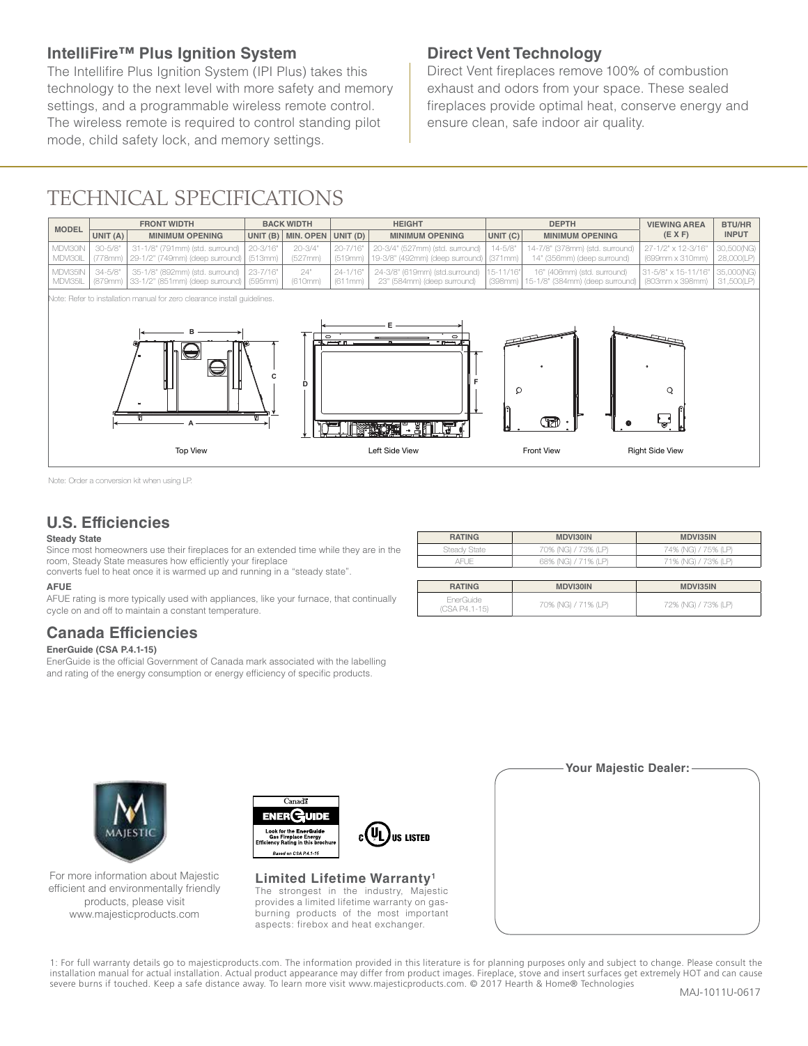## IntelliFire™ Plus Ignition System

The Intellifire Plus Ignition System (IPI Plus) takes this technology to the next level with more safety and memory settings, and a programmable wireless remote control. The wireless remote is required to control standing pilot mode, child safety lock, and memory settings.

## Direct Vent Technology

Direct Vent fireplaces remove 100% of combustion exhaust and odors from your space. These sealed fireplaces provide optimal heat, conserve energy and ensure clean, safe indoor air quality.

# TECHNICAL SPECIFICATIONS

| MODEL | FRONT WIDTH | | BACK WIDTH | | HEIGHT | | DEPTH | | VIEWING AREA | BTU/HR |
|---|---|---|---|---|---|---|---|---|---|---|
| | UNIT (A) | MINIMUM OPENING | UNIT (B) | MIN. OPEN | UNIT (D) | MINIMUM OPENING | UNIT (C) | MINIMUM OPENING | (E X F) | INPUT |
| MDVI30IN MDVI30IL | 30-5/8" (778mm) | 31-1/8" (791mm) (std. surround) 29-1/2" (749mm) (deep surround) | 20-3/16" (513mm) | 20-3/4" (527mm) | 20-7/16" (519mm) | 20-3/4" (527mm) (std. surround) 19-3/8" (492mm) (deep surround) | 14-5/8" (371mm) | 14-7/8" (378mm) (std. surround) 14" (356mm) (deep surround) | 27-1/2" x 12-3/16" (699mm x 310mm) | 30,500(NG) 28,000(LP) |
| MDVI35IN MDVI35IL | 34-5/8" (879mm) | 35-1/8" (892mm) (std. surround) 33-1/2" (851mm) (deep surround) | 23-7/16" (595mm) | 24" (610mm) | 24-1/16" (611mm) | 24-3/8" (619mm) (std.surround) 23" (584mm) (deep surround) | 15-11/16" (398mm) | 16" (406mm) (std. surround) 15-1/8" (384mm) (deep surround) | 31-5/8" x 15-11/16" (803mm x 398mm) | 35,000(NG) 31,500(LP) |

Note: Refer to installation manual for zero clearance install guidelines.

B
C
A
Top View

E
D
F
Left Side View

Front View

Right Side View

Note: Order a conversion kit when using LP.

## U.S. Efficiencies

**Steady State**

Since most homeowners use their fireplaces for an extended time while they are in the room, Steady State measures how efficiently your fireplace converts fuel to heat once it is warmed up and running in a "steady state".

**AFUE**

AFUE rating is more typically used with appliances, like your furnace, that continually cycle on and off to maintain a constant temperature.

| RATING | MDVI30IN | MDVI35IN |
|---|---|---|
| Steady State | 70% (NG) / 73% (LP) | 74% (NG) / 75% (LP) |
| AFUE | 68% (NG) / 71% (LP) | 71% (NG) / 73% (LP) |

## Canada Efficiencies

**EnerGuide (CSA P.4.1-15)**

EnerGuide is the official Government of Canada mark associated with the labelling and rating of the energy consumption or energy efficiency of specific products.

| RATING | MDVI30IN | MDVI35IN |
|---|---|---|
| EnerGuide (CSA P4.1-15) | 70% (NG) / 71% (LP) | 72% (NG) / 73% (LP) |

For more information about Majestic efficient and environmentally friendly products, please visit www.majesticproducts.com

Canada ENERGUIDE Look for the EnerGuide Gas Fireplace Energy Efficiency Rating in this brochure Based on CSA P.4.1-15

c UL US LISTED

**Limited Lifetime Warranty[1]**

The strongest in the industry, Majestic provides a limited lifetime warranty on gas-burning products of the most important aspects: firebox and heat exchanger.

**Your Majestic Dealer:**

1: For full warranty details go to majesticproducts.com. The information provided in this literature is for planning purposes only and subject to change. Please consult the installation manual for actual installation. Actual product appearance may differ from product images. Fireplace, stove and insert surfaces get extremely HOT and can cause severe burns if touched. Keep a safe distance away. To learn more visit www.majesticproducts.com. © 2017 Hearth & Home® Technologies

MAJ-1011U-0617